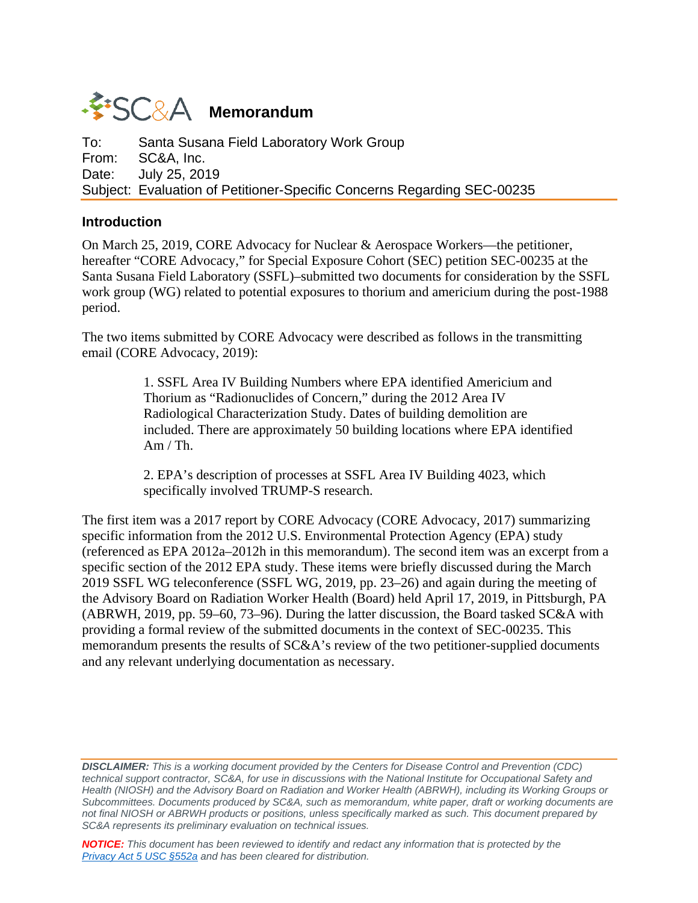# SC&A Memorandum

To: Santa Susana Field Laboratory Work Group
From: SC&A, Inc.
Date: July 25, 2019
Subject: Evaluation of Petitioner-Specific Concerns Regarding SEC-00235

## Introduction

On March 25, 2019, CORE Advocacy for Nuclear & Aerospace Workers—the petitioner, hereafter "CORE Advocacy," for Special Exposure Cohort (SEC) petition SEC-00235 at the Santa Susana Field Laboratory (SSFL)–submitted two documents for consideration by the SSFL work group (WG) related to potential exposures to thorium and americium during the post-1988 period.

The two items submitted by CORE Advocacy were described as follows in the transmitting email (CORE Advocacy, 2019):

> 1. SSFL Area IV Building Numbers where EPA identified Americium and Thorium as "Radionuclides of Concern," during the 2012 Area IV Radiological Characterization Study. Dates of building demolition are included. There are approximately 50 building locations where EPA identified Am / Th.
>
> 2. EPA's description of processes at SSFL Area IV Building 4023, which specifically involved TRUMP-S research.

The first item was a 2017 report by CORE Advocacy (CORE Advocacy, 2017) summarizing specific information from the 2012 U.S. Environmental Protection Agency (EPA) study (referenced as EPA 2012a–2012h in this memorandum). The second item was an excerpt from a specific section of the 2012 EPA study. These items were briefly discussed during the March 2019 SSFL WG teleconference (SSFL WG, 2019, pp. 23–26) and again during the meeting of the Advisory Board on Radiation Worker Health (Board) held April 17, 2019, in Pittsburgh, PA (ABRWH, 2019, pp. 59–60, 73–96). During the latter discussion, the Board tasked SC&A with providing a formal review of the submitted documents in the context of SEC-00235. This memorandum presents the results of SC&A's review of the two petitioner-supplied documents and any relevant underlying documentation as necessary.

---

***DISCLAIMER:*** *This is a working document provided by the Centers for Disease Control and Prevention (CDC) technical support contractor, SC&A, for use in discussions with the National Institute for Occupational Safety and Health (NIOSH) and the Advisory Board on Radiation and Worker Health (ABRWH), including its Working Groups or Subcommittees. Documents produced by SC&A, such as memorandum, white paper, draft or working documents are not final NIOSH or ABRWH products or positions, unless specifically marked as such. This document prepared by SC&A represents its preliminary evaluation on technical issues.*

***NOTICE:*** *This document has been reviewed to identify and redact any information that is protected by the Privacy Act 5 USC §552a and has been cleared for distribution.*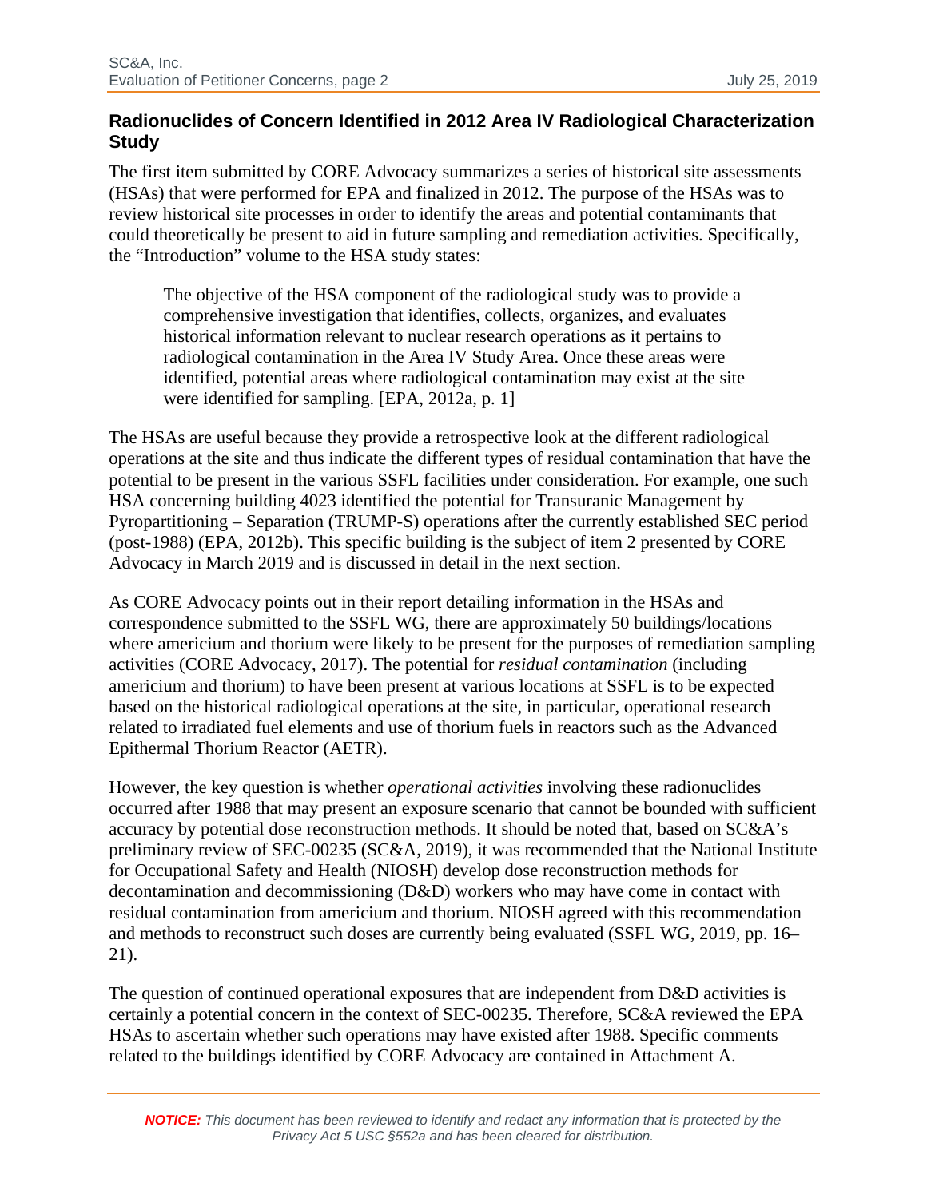## Radionuclides of Concern Identified in 2012 Area IV Radiological Characterization Study

The first item submitted by CORE Advocacy summarizes a series of historical site assessments (HSAs) that were performed for EPA and finalized in 2012. The purpose of the HSAs was to review historical site processes in order to identify the areas and potential contaminants that could theoretically be present to aid in future sampling and remediation activities. Specifically, the "Introduction" volume to the HSA study states:

> The objective of the HSA component of the radiological study was to provide a comprehensive investigation that identifies, collects, organizes, and evaluates historical information relevant to nuclear research operations as it pertains to radiological contamination in the Area IV Study Area. Once these areas were identified, potential areas where radiological contamination may exist at the site were identified for sampling. [EPA, 2012a, p. 1]

The HSAs are useful because they provide a retrospective look at the different radiological operations at the site and thus indicate the different types of residual contamination that have the potential to be present in the various SSFL facilities under consideration. For example, one such HSA concerning building 4023 identified the potential for Transuranic Management by Pyropartitioning – Separation (TRUMP-S) operations after the currently established SEC period (post-1988) (EPA, 2012b). This specific building is the subject of item 2 presented by CORE Advocacy in March 2019 and is discussed in detail in the next section.

As CORE Advocacy points out in their report detailing information in the HSAs and correspondence submitted to the SSFL WG, there are approximately 50 buildings/locations where americium and thorium were likely to be present for the purposes of remediation sampling activities (CORE Advocacy, 2017). The potential for *residual contamination* (including americium and thorium) to have been present at various locations at SSFL is to be expected based on the historical radiological operations at the site, in particular, operational research related to irradiated fuel elements and use of thorium fuels in reactors such as the Advanced Epithermal Thorium Reactor (AETR).

However, the key question is whether *operational activities* involving these radionuclides occurred after 1988 that may present an exposure scenario that cannot be bounded with sufficient accuracy by potential dose reconstruction methods. It should be noted that, based on SC&A's preliminary review of SEC-00235 (SC&A, 2019), it was recommended that the National Institute for Occupational Safety and Health (NIOSH) develop dose reconstruction methods for decontamination and decommissioning (D&D) workers who may have come in contact with residual contamination from americium and thorium. NIOSH agreed with this recommendation and methods to reconstruct such doses are currently being evaluated (SSFL WG, 2019, pp. 16–21).

The question of continued operational exposures that are independent from D&D activities is certainly a potential concern in the context of SEC-00235. Therefore, SC&A reviewed the EPA HSAs to ascertain whether such operations may have existed after 1988. Specific comments related to the buildings identified by CORE Advocacy are contained in Attachment A.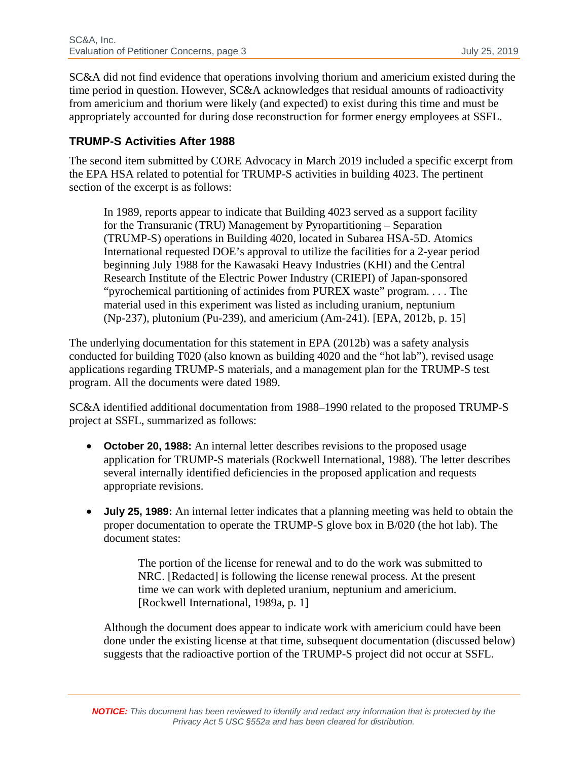SC&A did not find evidence that operations involving thorium and americium existed during the time period in question. However, SC&A acknowledges that residual amounts of radioactivity from americium and thorium were likely (and expected) to exist during this time and must be appropriately accounted for during dose reconstruction for former energy employees at SSFL.

## TRUMP-S Activities After 1988

The second item submitted by CORE Advocacy in March 2019 included a specific excerpt from the EPA HSA related to potential for TRUMP-S activities in building 4023. The pertinent section of the excerpt is as follows:

> In 1989, reports appear to indicate that Building 4023 served as a support facility for the Transuranic (TRU) Management by Pyropartitioning – Separation (TRUMP-S) operations in Building 4020, located in Subarea HSA-5D. Atomics International requested DOE's approval to utilize the facilities for a 2-year period beginning July 1988 for the Kawasaki Heavy Industries (KHI) and the Central Research Institute of the Electric Power Industry (CRIEPI) of Japan-sponsored "pyrochemical partitioning of actinides from PUREX waste" program. . . . The material used in this experiment was listed as including uranium, neptunium (Np-237), plutonium (Pu-239), and americium (Am-241). [EPA, 2012b, p. 15]

The underlying documentation for this statement in EPA (2012b) was a safety analysis conducted for building T020 (also known as building 4020 and the "hot lab"), revised usage applications regarding TRUMP-S materials, and a management plan for the TRUMP-S test program. All the documents were dated 1989.

SC&A identified additional documentation from 1988–1990 related to the proposed TRUMP-S project at SSFL, summarized as follows:

- **October 20, 1988:** An internal letter describes revisions to the proposed usage application for TRUMP-S materials (Rockwell International, 1988). The letter describes several internally identified deficiencies in the proposed application and requests appropriate revisions.

- **July 25, 1989:** An internal letter indicates that a planning meeting was held to obtain the proper documentation to operate the TRUMP-S glove box in B/020 (the hot lab). The document states:

  > The portion of the license for renewal and to do the work was submitted to NRC. [Redacted] is following the license renewal process. At the present time we can work with depleted uranium, neptunium and americium. [Rockwell International, 1989a, p. 1]

  Although the document does appear to indicate work with americium could have been done under the existing license at that time, subsequent documentation (discussed below) suggests that the radioactive portion of the TRUMP-S project did not occur at SSFL.

***NOTICE:*** *This document has been reviewed to identify and redact any information that is protected by the Privacy Act 5 USC §552a and has been cleared for distribution.*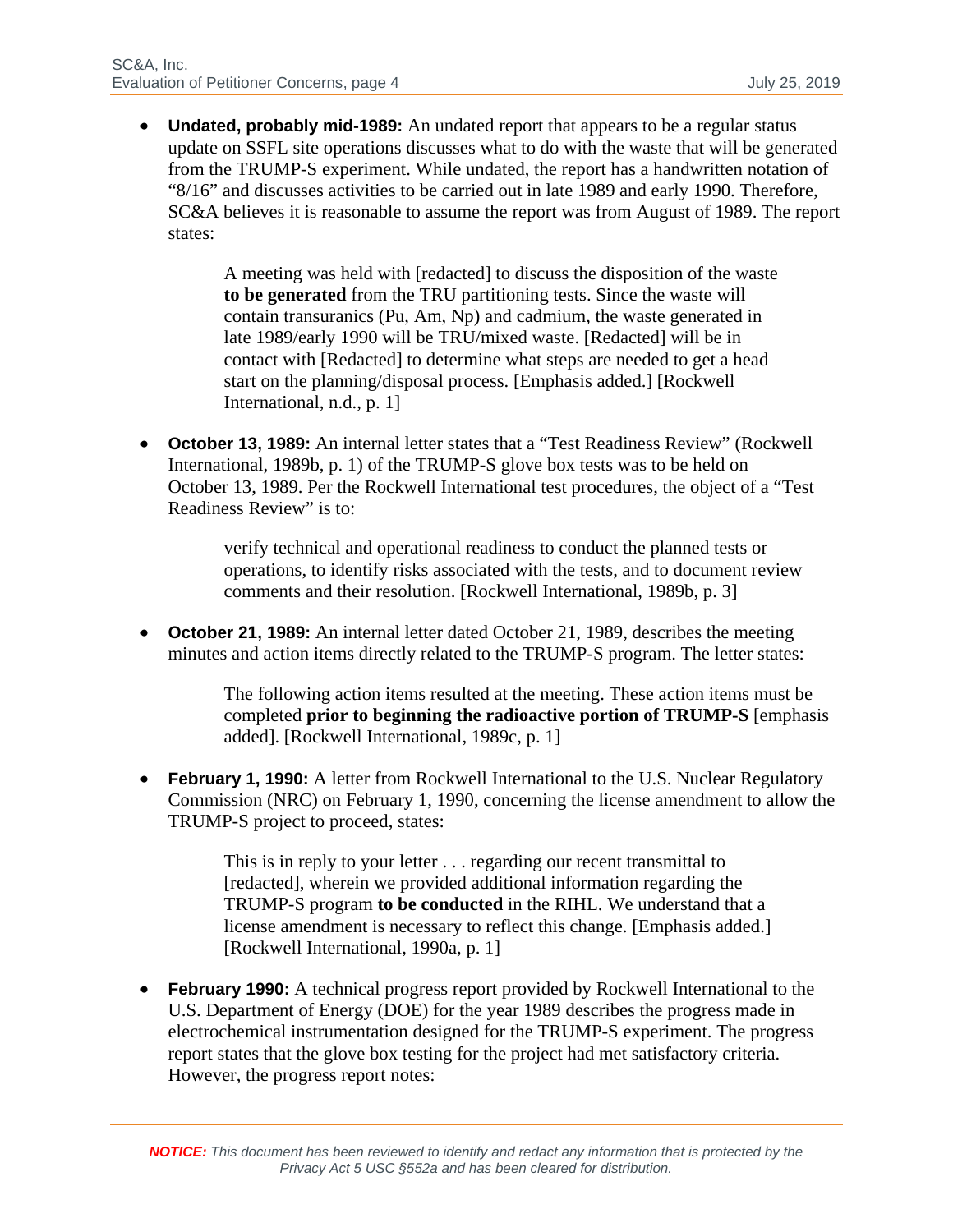- **Undated, probably mid-1989:** An undated report that appears to be a regular status update on SSFL site operations discusses what to do with the waste that will be generated from the TRUMP-S experiment. While undated, the report has a handwritten notation of "8/16" and discusses activities to be carried out in late 1989 and early 1990. Therefore, SC&A believes it is reasonable to assume the report was from August of 1989. The report states:

  > A meeting was held with [redacted] to discuss the disposition of the waste **to be generated** from the TRU partitioning tests. Since the waste will contain transuranics (Pu, Am, Np) and cadmium, the waste generated in late 1989/early 1990 will be TRU/mixed waste. [Redacted] will be in contact with [Redacted] to determine what steps are needed to get a head start on the planning/disposal process. [Emphasis added.] [Rockwell International, n.d., p. 1]

- **October 13, 1989:** An internal letter states that a "Test Readiness Review" (Rockwell International, 1989b, p. 1) of the TRUMP-S glove box tests was to be held on October 13, 1989. Per the Rockwell International test procedures, the object of a "Test Readiness Review" is to:

  > verify technical and operational readiness to conduct the planned tests or operations, to identify risks associated with the tests, and to document review comments and their resolution. [Rockwell International, 1989b, p. 3]

- **October 21, 1989:** An internal letter dated October 21, 1989, describes the meeting minutes and action items directly related to the TRUMP-S program. The letter states:

  > The following action items resulted at the meeting. These action items must be completed **prior to beginning the radioactive portion of TRUMP-S** [emphasis added]. [Rockwell International, 1989c, p. 1]

- **February 1, 1990:** A letter from Rockwell International to the U.S. Nuclear Regulatory Commission (NRC) on February 1, 1990, concerning the license amendment to allow the TRUMP-S project to proceed, states:

  > This is in reply to your letter . . . regarding our recent transmittal to [redacted], wherein we provided additional information regarding the TRUMP-S program **to be conducted** in the RIHL. We understand that a license amendment is necessary to reflect this change. [Emphasis added.] [Rockwell International, 1990a, p. 1]

- **February 1990:** A technical progress report provided by Rockwell International to the U.S. Department of Energy (DOE) for the year 1989 describes the progress made in electrochemical instrumentation designed for the TRUMP-S experiment. The progress report states that the glove box testing for the project had met satisfactory criteria. However, the progress report notes: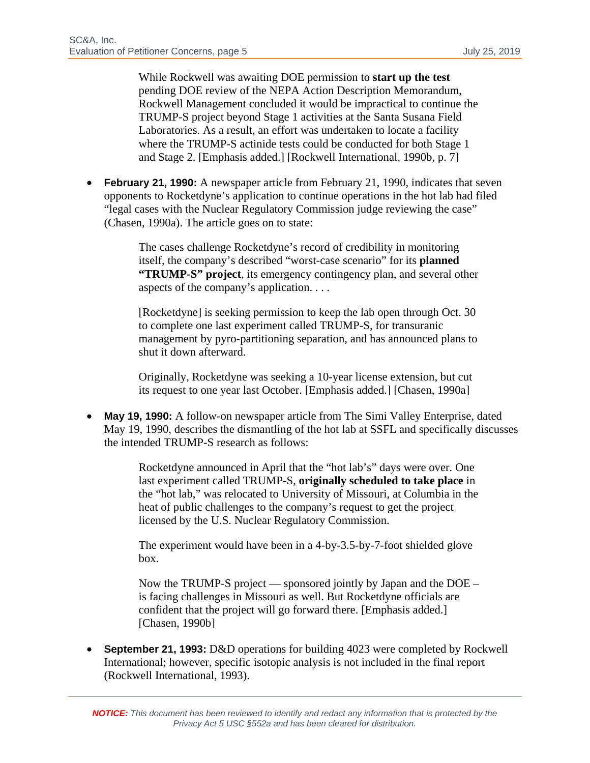> While Rockwell was awaiting DOE permission to **start up the test** pending DOE review of the NEPA Action Description Memorandum, Rockwell Management concluded it would be impractical to continue the TRUMP-S project beyond Stage 1 activities at the Santa Susana Field Laboratories. As a result, an effort was undertaken to locate a facility where the TRUMP-S actinide tests could be conducted for both Stage 1 and Stage 2. [Emphasis added.] [Rockwell International, 1990b, p. 7]

- **February 21, 1990:** A newspaper article from February 21, 1990, indicates that seven opponents to Rocketdyne's application to continue operations in the hot lab had filed "legal cases with the Nuclear Regulatory Commission judge reviewing the case" (Chasen, 1990a). The article goes on to state:

> The cases challenge Rocketdyne's record of credibility in monitoring itself, the company's described "worst-case scenario" for its **planned "TRUMP-S" project**, its emergency contingency plan, and several other aspects of the company's application. . . .
>
> [Rocketdyne] is seeking permission to keep the lab open through Oct. 30 to complete one last experiment called TRUMP-S, for transuranic management by pyro-partitioning separation, and has announced plans to shut it down afterward.
>
> Originally, Rocketdyne was seeking a 10-year license extension, but cut its request to one year last October. [Emphasis added.] [Chasen, 1990a]

- **May 19, 1990:** A follow-on newspaper article from The Simi Valley Enterprise, dated May 19, 1990, describes the dismantling of the hot lab at SSFL and specifically discusses the intended TRUMP-S research as follows:

> Rocketdyne announced in April that the "hot lab's" days were over. One last experiment called TRUMP-S, **originally scheduled to take place** in the "hot lab," was relocated to University of Missouri, at Columbia in the heat of public challenges to the company's request to get the project licensed by the U.S. Nuclear Regulatory Commission.
>
> The experiment would have been in a 4-by-3.5-by-7-foot shielded glove box.
>
> Now the TRUMP-S project — sponsored jointly by Japan and the DOE – is facing challenges in Missouri as well. But Rocketdyne officials are confident that the project will go forward there. [Emphasis added.] [Chasen, 1990b]

- **September 21, 1993:** D&D operations for building 4023 were completed by Rockwell International; however, specific isotopic analysis is not included in the final report (Rockwell International, 1993).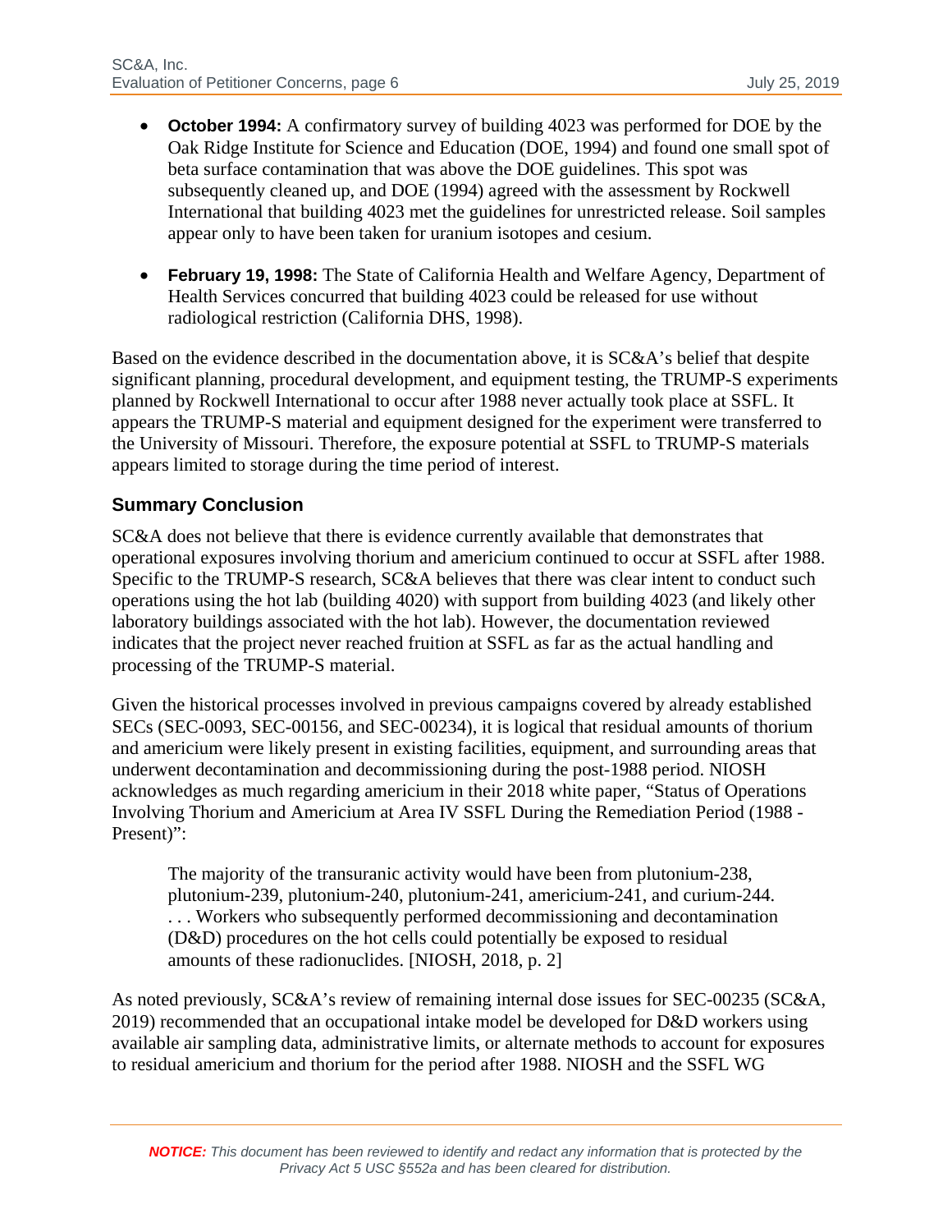- **October 1994:** A confirmatory survey of building 4023 was performed for DOE by the Oak Ridge Institute for Science and Education (DOE, 1994) and found one small spot of beta surface contamination that was above the DOE guidelines. This spot was subsequently cleaned up, and DOE (1994) agreed with the assessment by Rockwell International that building 4023 met the guidelines for unrestricted release. Soil samples appear only to have been taken for uranium isotopes and cesium.

- **February 19, 1998:** The State of California Health and Welfare Agency, Department of Health Services concurred that building 4023 could be released for use without radiological restriction (California DHS, 1998).

Based on the evidence described in the documentation above, it is SC&A's belief that despite significant planning, procedural development, and equipment testing, the TRUMP-S experiments planned by Rockwell International to occur after 1988 never actually took place at SSFL. It appears the TRUMP-S material and equipment designed for the experiment were transferred to the University of Missouri. Therefore, the exposure potential at SSFL to TRUMP-S materials appears limited to storage during the time period of interest.

## Summary Conclusion

SC&A does not believe that there is evidence currently available that demonstrates that operational exposures involving thorium and americium continued to occur at SSFL after 1988. Specific to the TRUMP-S research, SC&A believes that there was clear intent to conduct such operations using the hot lab (building 4020) with support from building 4023 (and likely other laboratory buildings associated with the hot lab). However, the documentation reviewed indicates that the project never reached fruition at SSFL as far as the actual handling and processing of the TRUMP-S material.

Given the historical processes involved in previous campaigns covered by already established SECs (SEC-0093, SEC-00156, and SEC-00234), it is logical that residual amounts of thorium and americium were likely present in existing facilities, equipment, and surrounding areas that underwent decontamination and decommissioning during the post-1988 period. NIOSH acknowledges as much regarding americium in their 2018 white paper, "Status of Operations Involving Thorium and Americium at Area IV SSFL During the Remediation Period (1988 - Present)":

> The majority of the transuranic activity would have been from plutonium-238, plutonium-239, plutonium-240, plutonium-241, americium-241, and curium-244. . . . Workers who subsequently performed decommissioning and decontamination (D&D) procedures on the hot cells could potentially be exposed to residual amounts of these radionuclides. [NIOSH, 2018, p. 2]

As noted previously, SC&A's review of remaining internal dose issues for SEC-00235 (SC&A, 2019) recommended that an occupational intake model be developed for D&D workers using available air sampling data, administrative limits, or alternate methods to account for exposures to residual americium and thorium for the period after 1988. NIOSH and the SSFL WG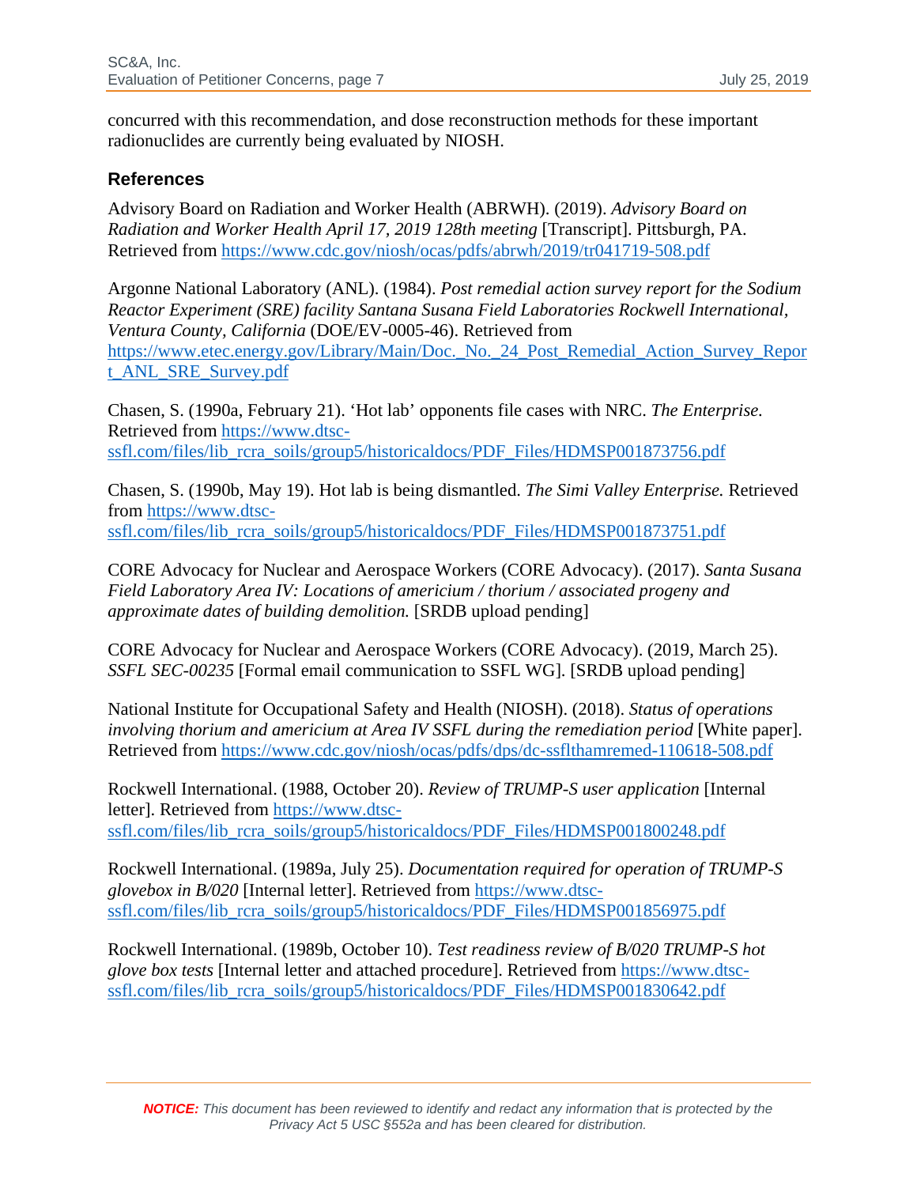concurred with this recommendation, and dose reconstruction methods for these important radionuclides are currently being evaluated by NIOSH.

## References

Advisory Board on Radiation and Worker Health (ABRWH). (2019). *Advisory Board on Radiation and Worker Health April 17, 2019 128th meeting* [Transcript]. Pittsburgh, PA. Retrieved from https://www.cdc.gov/niosh/ocas/pdfs/abrwh/2019/tr041719-508.pdf

Argonne National Laboratory (ANL). (1984). *Post remedial action survey report for the Sodium Reactor Experiment (SRE) facility Santana Susana Field Laboratories Rockwell International, Ventura County, California* (DOE/EV-0005-46). Retrieved from https://www.etec.energy.gov/Library/Main/Doc._No._24_Post_Remedial_Action_Survey_Report_ANL_SRE_Survey.pdf

Chasen, S. (1990a, February 21). 'Hot lab' opponents file cases with NRC. *The Enterprise.* Retrieved from https://www.dtsc-ssfl.com/files/lib_rcra_soils/group5/historicaldocs/PDF_Files/HDMSP001873756.pdf

Chasen, S. (1990b, May 19). Hot lab is being dismantled. *The Simi Valley Enterprise.* Retrieved from https://www.dtsc-ssfl.com/files/lib_rcra_soils/group5/historicaldocs/PDF_Files/HDMSP001873751.pdf

CORE Advocacy for Nuclear and Aerospace Workers (CORE Advocacy). (2017). *Santa Susana Field Laboratory Area IV: Locations of americium / thorium / associated progeny and approximate dates of building demolition.* [SRDB upload pending]

CORE Advocacy for Nuclear and Aerospace Workers (CORE Advocacy). (2019, March 25). *SSFL SEC-00235* [Formal email communication to SSFL WG]. [SRDB upload pending]

National Institute for Occupational Safety and Health (NIOSH). (2018). *Status of operations involving thorium and americium at Area IV SSFL during the remediation period* [White paper]. Retrieved from https://www.cdc.gov/niosh/ocas/pdfs/dps/dc-ssflthamremed-110618-508.pdf

Rockwell International. (1988, October 20). *Review of TRUMP-S user application* [Internal letter]. Retrieved from https://www.dtsc-ssfl.com/files/lib_rcra_soils/group5/historicaldocs/PDF_Files/HDMSP001800248.pdf

Rockwell International. (1989a, July 25). *Documentation required for operation of TRUMP-S glovebox in B/020* [Internal letter]. Retrieved from https://www.dtsc-ssfl.com/files/lib_rcra_soils/group5/historicaldocs/PDF_Files/HDMSP001856975.pdf

Rockwell International. (1989b, October 10). *Test readiness review of B/020 TRUMP-S hot glove box tests* [Internal letter and attached procedure]. Retrieved from https://www.dtsc-ssfl.com/files/lib_rcra_soils/group5/historicaldocs/PDF_Files/HDMSP001830642.pdf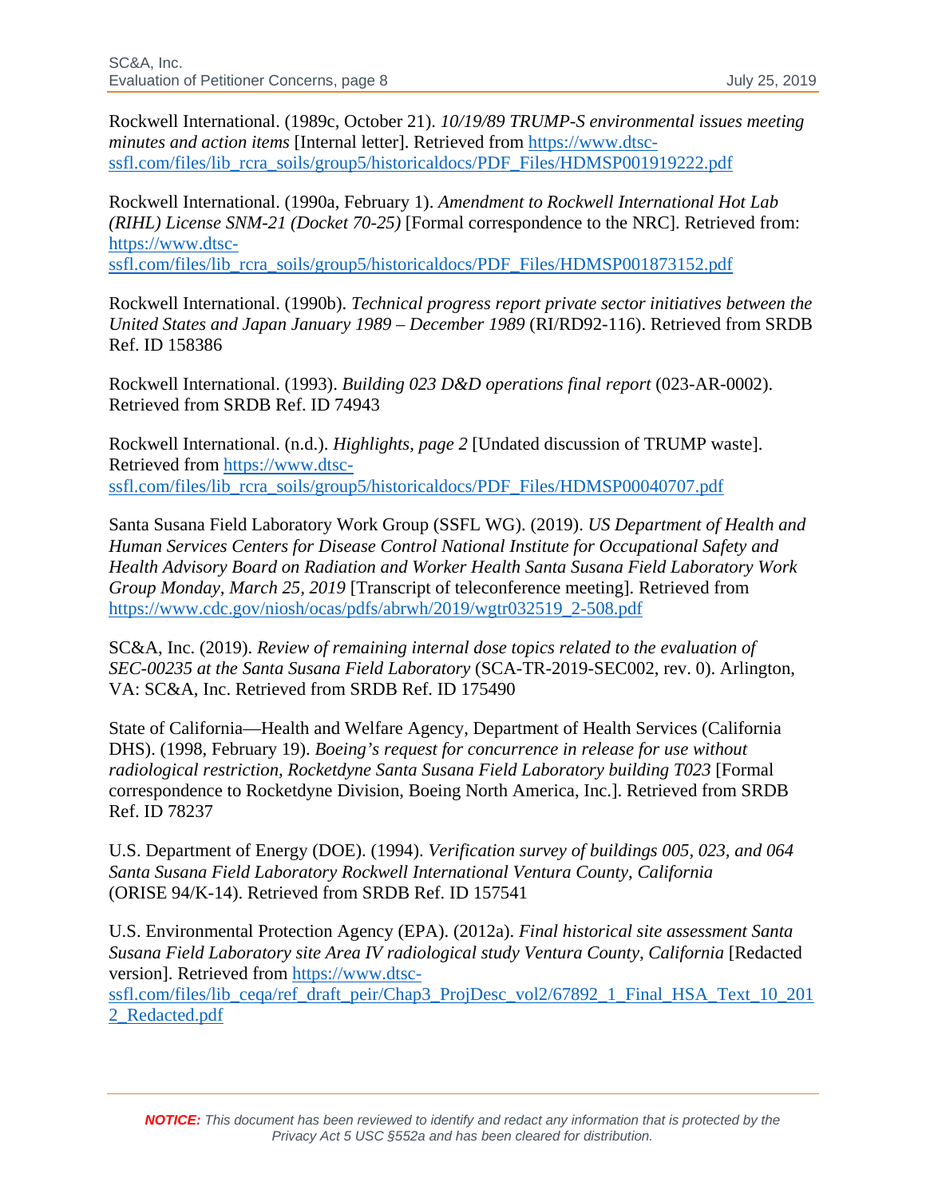Rockwell International. (1989c, October 21). *10/19/89 TRUMP-S environmental issues meeting minutes and action items* [Internal letter]. Retrieved from https://www.dtsc-ssfl.com/files/lib_rcra_soils/group5/historicaldocs/PDF_Files/HDMSP001919222.pdf

Rockwell International. (1990a, February 1). *Amendment to Rockwell International Hot Lab (RIHL) License SNM-21 (Docket 70-25)* [Formal correspondence to the NRC]. Retrieved from: https://www.dtsc-ssfl.com/files/lib_rcra_soils/group5/historicaldocs/PDF_Files/HDMSP001873152.pdf

Rockwell International. (1990b). *Technical progress report private sector initiatives between the United States and Japan January 1989 – December 1989* (RI/RD92-116). Retrieved from SRDB Ref. ID 158386

Rockwell International. (1993). *Building 023 D&D operations final report* (023-AR-0002). Retrieved from SRDB Ref. ID 74943

Rockwell International. (n.d.). *Highlights, page 2* [Undated discussion of TRUMP waste]. Retrieved from https://www.dtsc-ssfl.com/files/lib_rcra_soils/group5/historicaldocs/PDF_Files/HDMSP00040707.pdf

Santa Susana Field Laboratory Work Group (SSFL WG). (2019). *US Department of Health and Human Services Centers for Disease Control National Institute for Occupational Safety and Health Advisory Board on Radiation and Worker Health Santa Susana Field Laboratory Work Group Monday, March 25, 2019* [Transcript of teleconference meeting]. Retrieved from https://www.cdc.gov/niosh/ocas/pdfs/abrwh/2019/wgtr032519_2-508.pdf

SC&A, Inc. (2019). *Review of remaining internal dose topics related to the evaluation of SEC-00235 at the Santa Susana Field Laboratory* (SCA-TR-2019-SEC002, rev. 0). Arlington, VA: SC&A, Inc. Retrieved from SRDB Ref. ID 175490

State of California—Health and Welfare Agency, Department of Health Services (California DHS). (1998, February 19). *Boeing's request for concurrence in release for use without radiological restriction, Rocketdyne Santa Susana Field Laboratory building T023* [Formal correspondence to Rocketdyne Division, Boeing North America, Inc.]. Retrieved from SRDB Ref. ID 78237

U.S. Department of Energy (DOE). (1994). *Verification survey of buildings 005, 023, and 064 Santa Susana Field Laboratory Rockwell International Ventura County, California* (ORISE 94/K-14). Retrieved from SRDB Ref. ID 157541

U.S. Environmental Protection Agency (EPA). (2012a). *Final historical site assessment Santa Susana Field Laboratory site Area IV radiological study Ventura County, California* [Redacted version]. Retrieved from https://www.dtsc-ssfl.com/files/lib_ceqa/ref_draft_peir/Chap3_ProjDesc_vol2/67892_1_Final_HSA_Text_10_2012_Redacted.pdf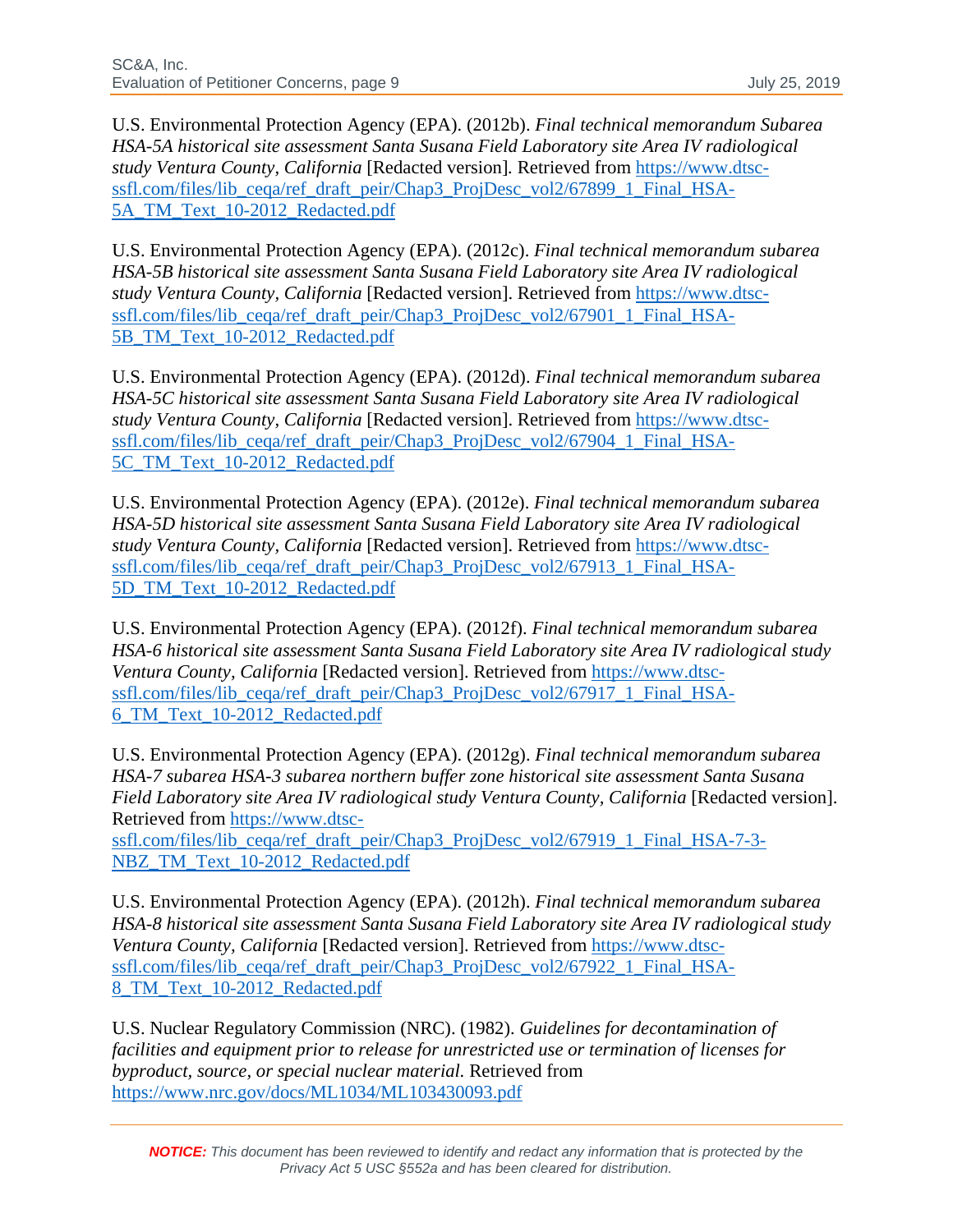U.S. Environmental Protection Agency (EPA). (2012b). *Final technical memorandum Subarea HSA-5A historical site assessment Santa Susana Field Laboratory site Area IV radiological study Ventura County, California* [Redacted version]. Retrieved from https://www.dtsc-ssfl.com/files/lib_ceqa/ref_draft_peir/Chap3_ProjDesc_vol2/67899_1_Final_HSA-5A_TM_Text_10-2012_Redacted.pdf

U.S. Environmental Protection Agency (EPA). (2012c). *Final technical memorandum subarea HSA-5B historical site assessment Santa Susana Field Laboratory site Area IV radiological study Ventura County, California* [Redacted version]. Retrieved from https://www.dtsc-ssfl.com/files/lib_ceqa/ref_draft_peir/Chap3_ProjDesc_vol2/67901_1_Final_HSA-5B_TM_Text_10-2012_Redacted.pdf

U.S. Environmental Protection Agency (EPA). (2012d). *Final technical memorandum subarea HSA-5C historical site assessment Santa Susana Field Laboratory site Area IV radiological study Ventura County, California* [Redacted version]. Retrieved from https://www.dtsc-ssfl.com/files/lib_ceqa/ref_draft_peir/Chap3_ProjDesc_vol2/67904_1_Final_HSA-5C_TM_Text_10-2012_Redacted.pdf

U.S. Environmental Protection Agency (EPA). (2012e). *Final technical memorandum subarea HSA-5D historical site assessment Santa Susana Field Laboratory site Area IV radiological study Ventura County, California* [Redacted version]. Retrieved from https://www.dtsc-ssfl.com/files/lib_ceqa/ref_draft_peir/Chap3_ProjDesc_vol2/67913_1_Final_HSA-5D_TM_Text_10-2012_Redacted.pdf

U.S. Environmental Protection Agency (EPA). (2012f). *Final technical memorandum subarea HSA-6 historical site assessment Santa Susana Field Laboratory site Area IV radiological study Ventura County, California* [Redacted version]. Retrieved from https://www.dtsc-ssfl.com/files/lib_ceqa/ref_draft_peir/Chap3_ProjDesc_vol2/67917_1_Final_HSA-6_TM_Text_10-2012_Redacted.pdf

U.S. Environmental Protection Agency (EPA). (2012g). *Final technical memorandum subarea HSA-7 subarea HSA-3 subarea northern buffer zone historical site assessment Santa Susana Field Laboratory site Area IV radiological study Ventura County, California* [Redacted version]. Retrieved from https://www.dtsc-ssfl.com/files/lib_ceqa/ref_draft_peir/Chap3_ProjDesc_vol2/67919_1_Final_HSA-7-3-NBZ_TM_Text_10-2012_Redacted.pdf

U.S. Environmental Protection Agency (EPA). (2012h). *Final technical memorandum subarea HSA-8 historical site assessment Santa Susana Field Laboratory site Area IV radiological study Ventura County, California* [Redacted version]. Retrieved from https://www.dtsc-ssfl.com/files/lib_ceqa/ref_draft_peir/Chap3_ProjDesc_vol2/67922_1_Final_HSA-8_TM_Text_10-2012_Redacted.pdf

U.S. Nuclear Regulatory Commission (NRC). (1982). *Guidelines for decontamination of facilities and equipment prior to release for unrestricted use or termination of licenses for byproduct, source, or special nuclear material.* Retrieved from https://www.nrc.gov/docs/ML1034/ML103430093.pdf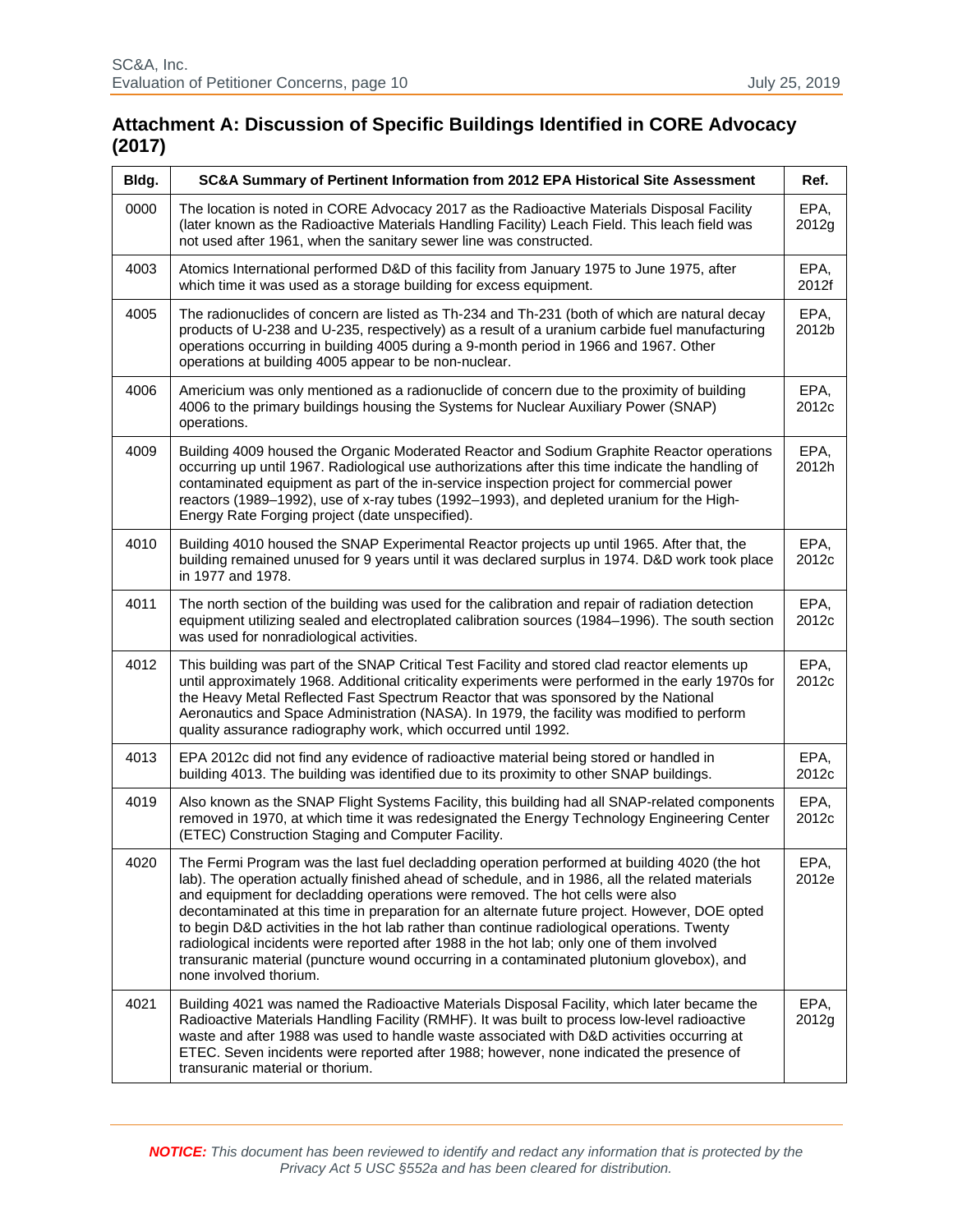## Attachment A: Discussion of Specific Buildings Identified in CORE Advocacy (2017)

| Bldg. | SC&A Summary of Pertinent Information from 2012 EPA Historical Site Assessment | Ref. |
|---|---|---|
| 0000 | The location is noted in CORE Advocacy 2017 as the Radioactive Materials Disposal Facility (later known as the Radioactive Materials Handling Facility) Leach Field. This leach field was not used after 1961, when the sanitary sewer line was constructed. | EPA, 2012g |
| 4003 | Atomics International performed D&D of this facility from January 1975 to June 1975, after which time it was used as a storage building for excess equipment. | EPA, 2012f |
| 4005 | The radionuclides of concern are listed as Th-234 and Th-231 (both of which are natural decay products of U-238 and U-235, respectively) as a result of a uranium carbide fuel manufacturing operations occurring in building 4005 during a 9-month period in 1966 and 1967. Other operations at building 4005 appear to be non-nuclear. | EPA, 2012b |
| 4006 | Americium was only mentioned as a radionuclide of concern due to the proximity of building 4006 to the primary buildings housing the Systems for Nuclear Auxiliary Power (SNAP) operations. | EPA, 2012c |
| 4009 | Building 4009 housed the Organic Moderated Reactor and Sodium Graphite Reactor operations occurring up until 1967. Radiological use authorizations after this time indicate the handling of contaminated equipment as part of the in-service inspection project for commercial power reactors (1989–1992), use of x-ray tubes (1992–1993), and depleted uranium for the High-Energy Rate Forging project (date unspecified). | EPA, 2012h |
| 4010 | Building 4010 housed the SNAP Experimental Reactor projects up until 1965. After that, the building remained unused for 9 years until it was declared surplus in 1974. D&D work took place in 1977 and 1978. | EPA, 2012c |
| 4011 | The north section of the building was used for the calibration and repair of radiation detection equipment utilizing sealed and electroplated calibration sources (1984–1996). The south section was used for nonradiological activities. | EPA, 2012c |
| 4012 | This building was part of the SNAP Critical Test Facility and stored clad reactor elements up until approximately 1968. Additional criticality experiments were performed in the early 1970s for the Heavy Metal Reflected Fast Spectrum Reactor that was sponsored by the National Aeronautics and Space Administration (NASA). In 1979, the facility was modified to perform quality assurance radiography work, which occurred until 1992. | EPA, 2012c |
| 4013 | EPA 2012c did not find any evidence of radioactive material being stored or handled in building 4013. The building was identified due to its proximity to other SNAP buildings. | EPA, 2012c |
| 4019 | Also known as the SNAP Flight Systems Facility, this building had all SNAP-related components removed in 1970, at which time it was redesignated the Energy Technology Engineering Center (ETEC) Construction Staging and Computer Facility. | EPA, 2012c |
| 4020 | The Fermi Program was the last fuel decladding operation performed at building 4020 (the hot lab). The operation actually finished ahead of schedule, and in 1986, all the related materials and equipment for decladding operations were removed. The hot cells were also decontaminated at this time in preparation for an alternate future project. However, DOE opted to begin D&D activities in the hot lab rather than continue radiological operations. Twenty radiological incidents were reported after 1988 in the hot lab; only one of them involved transuranic material (puncture wound occurring in a contaminated plutonium glovebox), and none involved thorium. | EPA, 2012e |
| 4021 | Building 4021 was named the Radioactive Materials Disposal Facility, which later became the Radioactive Materials Handling Facility (RMHF). It was built to process low-level radioactive waste and after 1988 was used to handle waste associated with D&D activities occurring at ETEC. Seven incidents were reported after 1988; however, none indicated the presence of transuranic material or thorium. | EPA, 2012g |

***NOTICE:*** *This document has been reviewed to identify and redact any information that is protected by the Privacy Act 5 USC §552a and has been cleared for distribution.*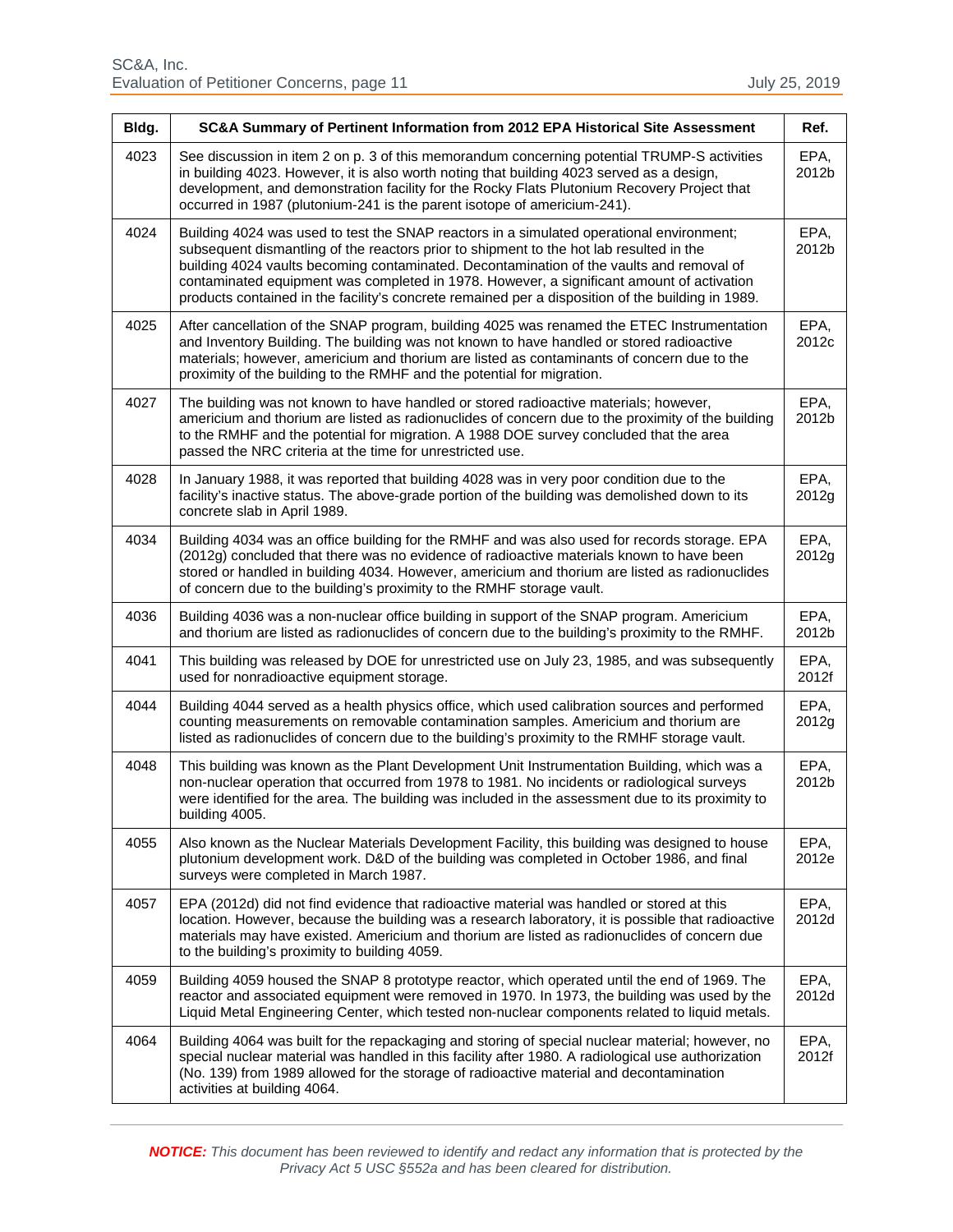| Bldg. | SC&A Summary of Pertinent Information from 2012 EPA Historical Site Assessment | Ref. |
|---|---|---|
| 4023 | See discussion in item 2 on p. 3 of this memorandum concerning potential TRUMP-S activities in building 4023. However, it is also worth noting that building 4023 served as a design, development, and demonstration facility for the Rocky Flats Plutonium Recovery Project that occurred in 1987 (plutonium-241 is the parent isotope of americium-241). | EPA, 2012b |
| 4024 | Building 4024 was used to test the SNAP reactors in a simulated operational environment; subsequent dismantling of the reactors prior to shipment to the hot lab resulted in the building 4024 vaults becoming contaminated. Decontamination of the vaults and removal of contaminated equipment was completed in 1978. However, a significant amount of activation products contained in the facility's concrete remained per a disposition of the building in 1989. | EPA, 2012b |
| 4025 | After cancellation of the SNAP program, building 4025 was renamed the ETEC Instrumentation and Inventory Building. The building was not known to have handled or stored radioactive materials; however, americium and thorium are listed as contaminants of concern due to the proximity of the building to the RMHF and the potential for migration. | EPA, 2012c |
| 4027 | The building was not known to have handled or stored radioactive materials; however, americium and thorium are listed as radionuclides of concern due to the proximity of the building to the RMHF and the potential for migration. A 1988 DOE survey concluded that the area passed the NRC criteria at the time for unrestricted use. | EPA, 2012b |
| 4028 | In January 1988, it was reported that building 4028 was in very poor condition due to the facility's inactive status. The above-grade portion of the building was demolished down to its concrete slab in April 1989. | EPA, 2012g |
| 4034 | Building 4034 was an office building for the RMHF and was also used for records storage. EPA (2012g) concluded that there was no evidence of radioactive materials known to have been stored or handled in building 4034. However, americium and thorium are listed as radionuclides of concern due to the building's proximity to the RMHF storage vault. | EPA, 2012g |
| 4036 | Building 4036 was a non-nuclear office building in support of the SNAP program. Americium and thorium are listed as radionuclides of concern due to the building's proximity to the RMHF. | EPA, 2012b |
| 4041 | This building was released by DOE for unrestricted use on July 23, 1985, and was subsequently used for nonradioactive equipment storage. | EPA, 2012f |
| 4044 | Building 4044 served as a health physics office, which used calibration sources and performed counting measurements on removable contamination samples. Americium and thorium are listed as radionuclides of concern due to the building's proximity to the RMHF storage vault. | EPA, 2012g |
| 4048 | This building was known as the Plant Development Unit Instrumentation Building, which was a non-nuclear operation that occurred from 1978 to 1981. No incidents or radiological surveys were identified for the area. The building was included in the assessment due to its proximity to building 4005. | EPA, 2012b |
| 4055 | Also known as the Nuclear Materials Development Facility, this building was designed to house plutonium development work. D&D of the building was completed in October 1986, and final surveys were completed in March 1987. | EPA, 2012e |
| 4057 | EPA (2012d) did not find evidence that radioactive material was handled or stored at this location. However, because the building was a research laboratory, it is possible that radioactive materials may have existed. Americium and thorium are listed as radionuclides of concern due to the building's proximity to building 4059. | EPA, 2012d |
| 4059 | Building 4059 housed the SNAP 8 prototype reactor, which operated until the end of 1969. The reactor and associated equipment were removed in 1970. In 1973, the building was used by the Liquid Metal Engineering Center, which tested non-nuclear components related to liquid metals. | EPA, 2012d |
| 4064 | Building 4064 was built for the repackaging and storing of special nuclear material; however, no special nuclear material was handled in this facility after 1980. A radiological use authorization (No. 139) from 1989 allowed for the storage of radioactive material and decontamination activities at building 4064. | EPA, 2012f |

***NOTICE:** This document has been reviewed to identify and redact any information that is protected by the Privacy Act 5 USC §552a and has been cleared for distribution.*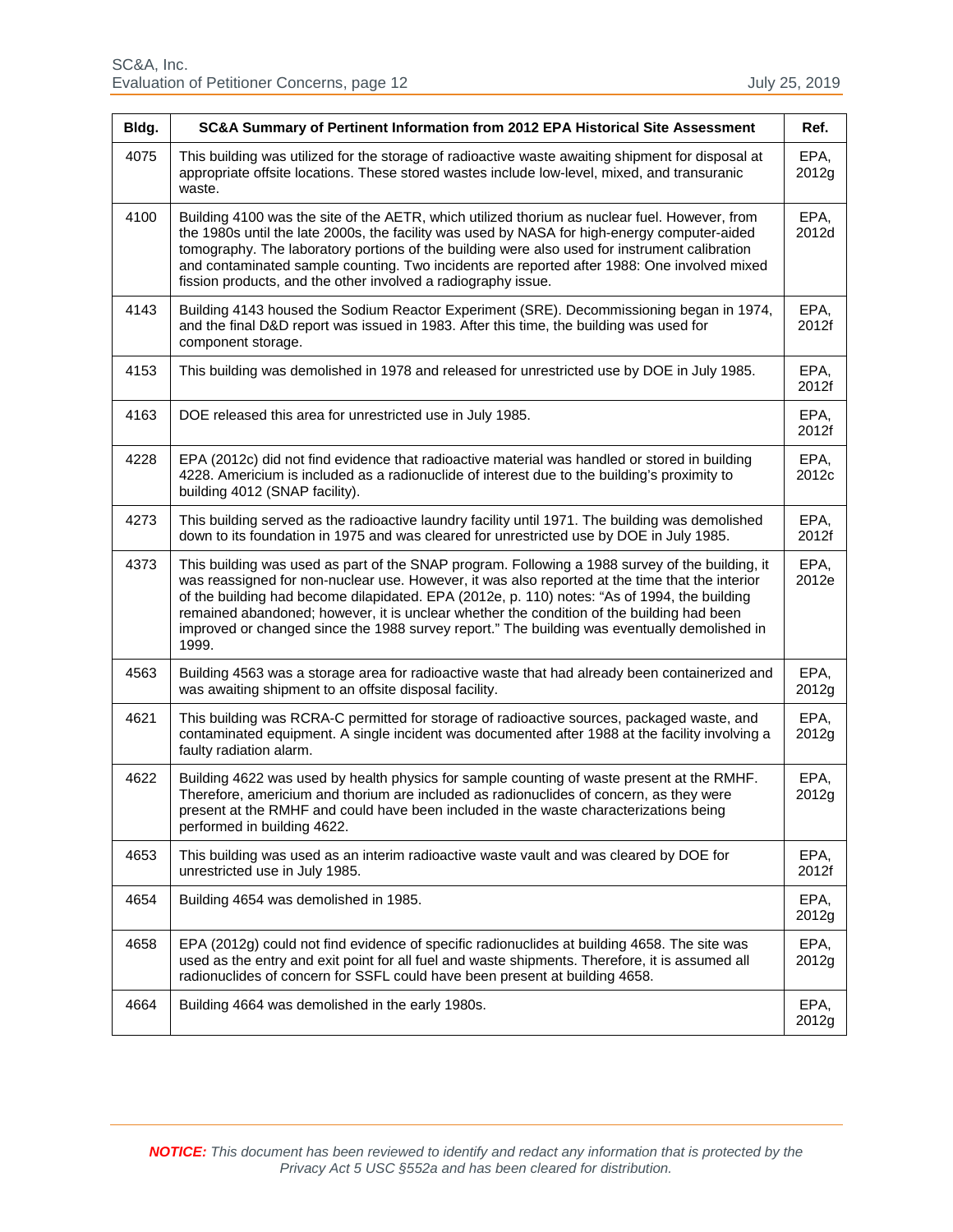| Bldg. | SC&A Summary of Pertinent Information from 2012 EPA Historical Site Assessment | Ref. |
|---|---|---|
| 4075 | This building was utilized for the storage of radioactive waste awaiting shipment for disposal at appropriate offsite locations. These stored wastes include low-level, mixed, and transuranic waste. | EPA, 2012g |
| 4100 | Building 4100 was the site of the AETR, which utilized thorium as nuclear fuel. However, from the 1980s until the late 2000s, the facility was used by NASA for high-energy computer-aided tomography. The laboratory portions of the building were also used for instrument calibration and contaminated sample counting. Two incidents are reported after 1988: One involved mixed fission products, and the other involved a radiography issue. | EPA, 2012d |
| 4143 | Building 4143 housed the Sodium Reactor Experiment (SRE). Decommissioning began in 1974, and the final D&D report was issued in 1983. After this time, the building was used for component storage. | EPA, 2012f |
| 4153 | This building was demolished in 1978 and released for unrestricted use by DOE in July 1985. | EPA, 2012f |
| 4163 | DOE released this area for unrestricted use in July 1985. | EPA, 2012f |
| 4228 | EPA (2012c) did not find evidence that radioactive material was handled or stored in building 4228. Americium is included as a radionuclide of interest due to the building's proximity to building 4012 (SNAP facility). | EPA, 2012c |
| 4273 | This building served as the radioactive laundry facility until 1971. The building was demolished down to its foundation in 1975 and was cleared for unrestricted use by DOE in July 1985. | EPA, 2012f |
| 4373 | This building was used as part of the SNAP program. Following a 1988 survey of the building, it was reassigned for non-nuclear use. However, it was also reported at the time that the interior of the building had become dilapidated. EPA (2012e, p. 110) notes: "As of 1994, the building remained abandoned; however, it is unclear whether the condition of the building had been improved or changed since the 1988 survey report." The building was eventually demolished in 1999. | EPA, 2012e |
| 4563 | Building 4563 was a storage area for radioactive waste that had already been containerized and was awaiting shipment to an offsite disposal facility. | EPA, 2012g |
| 4621 | This building was RCRA-C permitted for storage of radioactive sources, packaged waste, and contaminated equipment. A single incident was documented after 1988 at the facility involving a faulty radiation alarm. | EPA, 2012g |
| 4622 | Building 4622 was used by health physics for sample counting of waste present at the RMHF. Therefore, americium and thorium are included as radionuclides of concern, as they were present at the RMHF and could have been included in the waste characterizations being performed in building 4622. | EPA, 2012g |
| 4653 | This building was used as an interim radioactive waste vault and was cleared by DOE for unrestricted use in July 1985. | EPA, 2012f |
| 4654 | Building 4654 was demolished in 1985. | EPA, 2012g |
| 4658 | EPA (2012g) could not find evidence of specific radionuclides at building 4658. The site was used as the entry and exit point for all fuel and waste shipments. Therefore, it is assumed all radionuclides of concern for SSFL could have been present at building 4658. | EPA, 2012g |
| 4664 | Building 4664 was demolished in the early 1980s. | EPA, 2012g |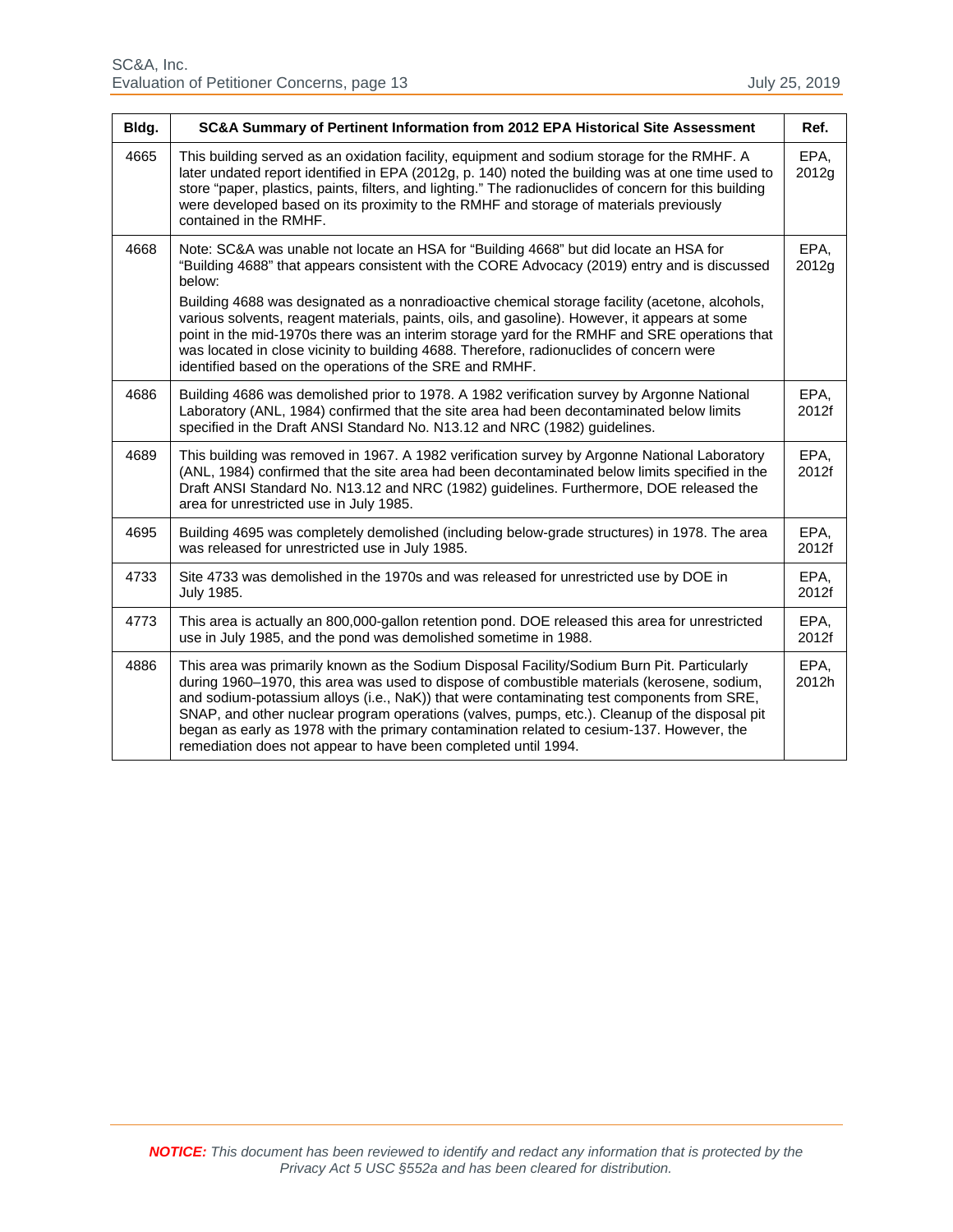| Bldg. | SC&A Summary of Pertinent Information from 2012 EPA Historical Site Assessment | Ref. |
|---|---|---|
| 4665 | This building served as an oxidation facility, equipment and sodium storage for the RMHF. A later undated report identified in EPA (2012g, p. 140) noted the building was at one time used to store "paper, plastics, paints, filters, and lighting." The radionuclides of concern for this building were developed based on its proximity to the RMHF and storage of materials previously contained in the RMHF. | EPA, 2012g |
| 4668 | Note: SC&A was unable not locate an HSA for "Building 4668" but did locate an HSA for "Building 4688" that appears consistent with the CORE Advocacy (2019) entry and is discussed below:<br><br>Building 4688 was designated as a nonradioactive chemical storage facility (acetone, alcohols, various solvents, reagent materials, paints, oils, and gasoline). However, it appears at some point in the mid-1970s there was an interim storage yard for the RMHF and SRE operations that was located in close vicinity to building 4688. Therefore, radionuclides of concern were identified based on the operations of the SRE and RMHF. | EPA, 2012g |
| 4686 | Building 4686 was demolished prior to 1978. A 1982 verification survey by Argonne National Laboratory (ANL, 1984) confirmed that the site area had been decontaminated below limits specified in the Draft ANSI Standard No. N13.12 and NRC (1982) guidelines. | EPA, 2012f |
| 4689 | This building was removed in 1967. A 1982 verification survey by Argonne National Laboratory (ANL, 1984) confirmed that the site area had been decontaminated below limits specified in the Draft ANSI Standard No. N13.12 and NRC (1982) guidelines. Furthermore, DOE released the area for unrestricted use in July 1985. | EPA, 2012f |
| 4695 | Building 4695 was completely demolished (including below-grade structures) in 1978. The area was released for unrestricted use in July 1985. | EPA, 2012f |
| 4733 | Site 4733 was demolished in the 1970s and was released for unrestricted use by DOE in July 1985. | EPA, 2012f |
| 4773 | This area is actually an 800,000-gallon retention pond. DOE released this area for unrestricted use in July 1985, and the pond was demolished sometime in 1988. | EPA, 2012f |
| 4886 | This area was primarily known as the Sodium Disposal Facility/Sodium Burn Pit. Particularly during 1960–1970, this area was used to dispose of combustible materials (kerosene, sodium, and sodium-potassium alloys (i.e., NaK)) that were contaminating test components from SRE, SNAP, and other nuclear program operations (valves, pumps, etc.). Cleanup of the disposal pit began as early as 1978 with the primary contamination related to cesium-137. However, the remediation does not appear to have been completed until 1994. | EPA, 2012h |

*NOTICE: This document has been reviewed to identify and redact any information that is protected by the Privacy Act 5 USC §552a and has been cleared for distribution.*